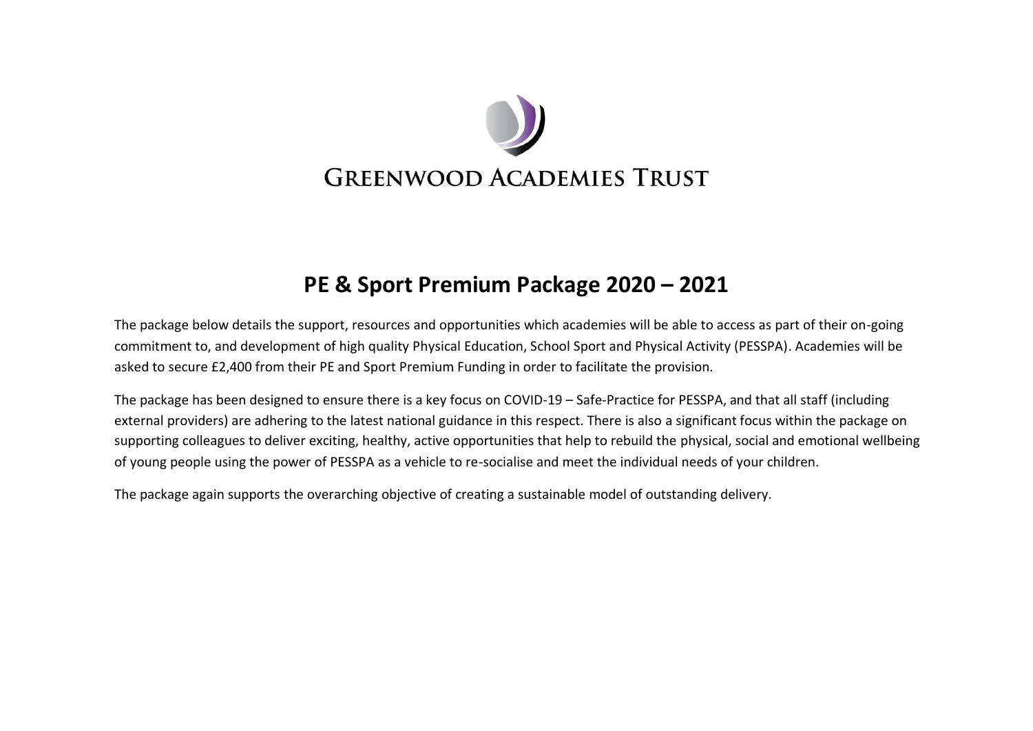Greenwood Academies Trust

# PE & Sport Premium Package 2020 – 2021

The package below details the support, resources and opportunities which academies will be able to access as part of their on-going commitment to, and development of high quality Physical Education, School Sport and Physical Activity (PESSPA). Academies will be asked to secure £2,400 from their PE and Sport Premium Funding in order to facilitate the provision.

The package has been designed to ensure there is a key focus on COVID-19 – Safe-Practice for PESSPA, and that all staff (including external providers) are adhering to the latest national guidance in this respect. There is also a significant focus within the package on supporting colleagues to deliver exciting, healthy, active opportunities that help to rebuild the physical, social and emotional wellbeing of young people using the power of PESSPA as a vehicle to re-socialise and meet the individual needs of your children.

The package again supports the overarching objective of creating a sustainable model of outstanding delivery.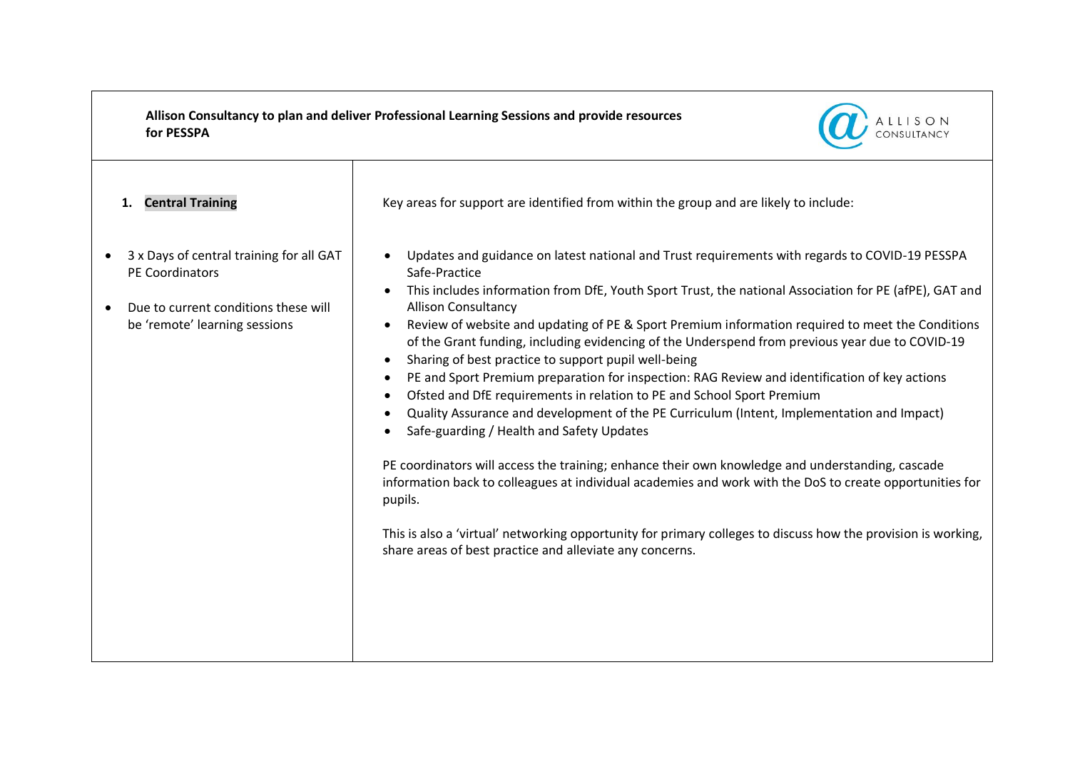**Allison Consultancy to plan and deliver Professional Learning Sessions and provide resources for PESSPA**

| **1. Central Training** | Key areas for support are identified from within the group and are likely to include: |
|---|---|
| • 3 x Days of central training for all GAT PE Coordinators<br>• Due to current conditions these will be 'remote' learning sessions | • Updates and guidance on latest national and Trust requirements with regards to COVID-19 PESSPA Safe-Practice<br>• This includes information from DfE, Youth Sport Trust, the national Association for PE (afPE), GAT and Allison Consultancy<br>• Review of website and updating of PE & Sport Premium information required to meet the Conditions of the Grant funding, including evidencing of the Underspend from previous year due to COVID-19<br>• Sharing of best practice to support pupil well-being<br>• PE and Sport Premium preparation for inspection: RAG Review and identification of key actions<br>• Ofsted and DfE requirements in relation to PE and School Sport Premium<br>• Quality Assurance and development of the PE Curriculum (Intent, Implementation and Impact)<br>• Safe-guarding / Health and Safety Updates<br><br>PE coordinators will access the training; enhance their own knowledge and understanding, cascade information back to colleagues at individual academies and work with the DoS to create opportunities for pupils.<br><br>This is also a 'virtual' networking opportunity for primary colleges to discuss how the provision is working, share areas of best practice and alleviate any concerns. |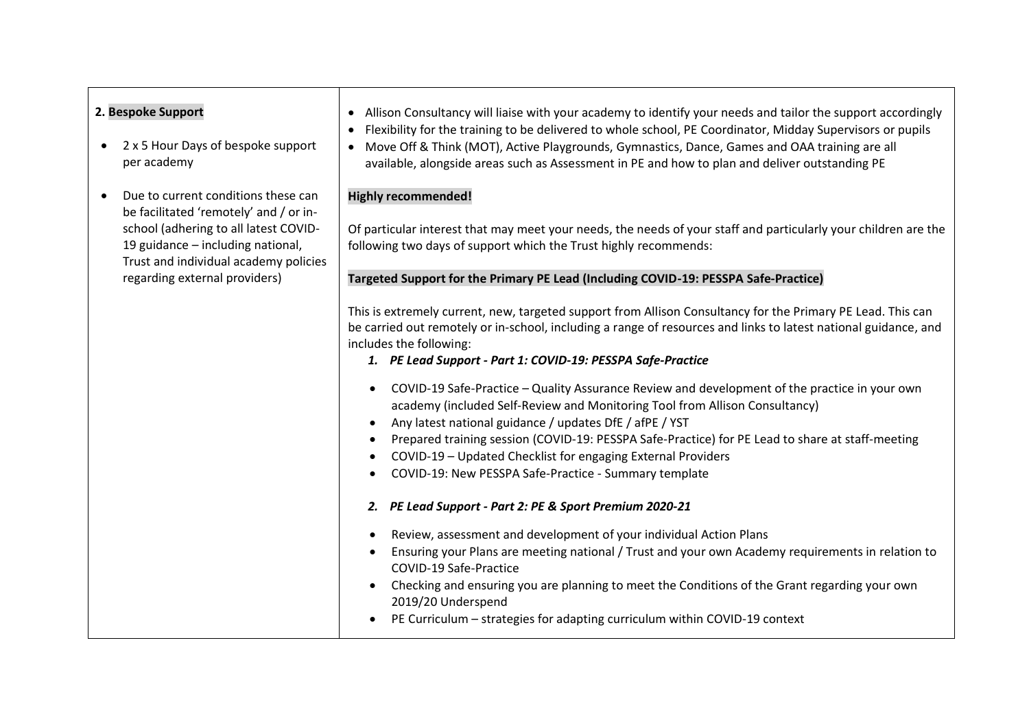| **2. Bespoke Support**<br><br>• 2 x 5 Hour Days of bespoke support per academy<br><br>• Due to current conditions these can be facilitated 'remotely' and / or in-school (adhering to all latest COVID-19 guidance – including national, Trust and individual academy policies regarding external providers) | • Allison Consultancy will liaise with your academy to identify your needs and tailor the support accordingly<br>• Flexibility for the training to be delivered to whole school, PE Coordinator, Midday Supervisors or pupils<br>• Move Off & Think (MOT), Active Playgrounds, Gymnastics, Dance, Games and OAA training are all available, alongside areas such as Assessment in PE and how to plan and deliver outstanding PE<br><br>**Highly recommended!**<br><br>Of particular interest that may meet your needs, the needs of your staff and particularly your children are the following two days of support which the Trust highly recommends:<br><br>**Targeted Support for the Primary PE Lead (Including COVID-19: PESSPA Safe-Practice)**<br><br>This is extremely current, new, targeted support from Allison Consultancy for the Primary PE Lead. This can be carried out remotely or in-school, including a range of resources and links to latest national guidance, and includes the following:<br>***1. PE Lead Support - Part 1: COVID-19: PESSPA Safe-Practice***<br><br>• COVID-19 Safe-Practice – Quality Assurance Review and development of the practice in your own academy (included Self-Review and Monitoring Tool from Allison Consultancy)<br>• Any latest national guidance / updates DfE / afPE / YST<br>• Prepared training session (COVID-19: PESSPA Safe-Practice) for PE Lead to share at staff-meeting<br>• COVID-19 – Updated Checklist for engaging External Providers<br>• COVID-19: New PESSPA Safe-Practice - Summary template<br><br>***2. PE Lead Support - Part 2: PE & Sport Premium 2020-21***<br><br>• Review, assessment and development of your individual Action Plans<br>• Ensuring your Plans are meeting national / Trust and your own Academy requirements in relation to COVID-19 Safe-Practice<br>• Checking and ensuring you are planning to meet the Conditions of the Grant regarding your own 2019/20 Underspend<br>• PE Curriculum – strategies for adapting curriculum within COVID-19 context |
|---|---|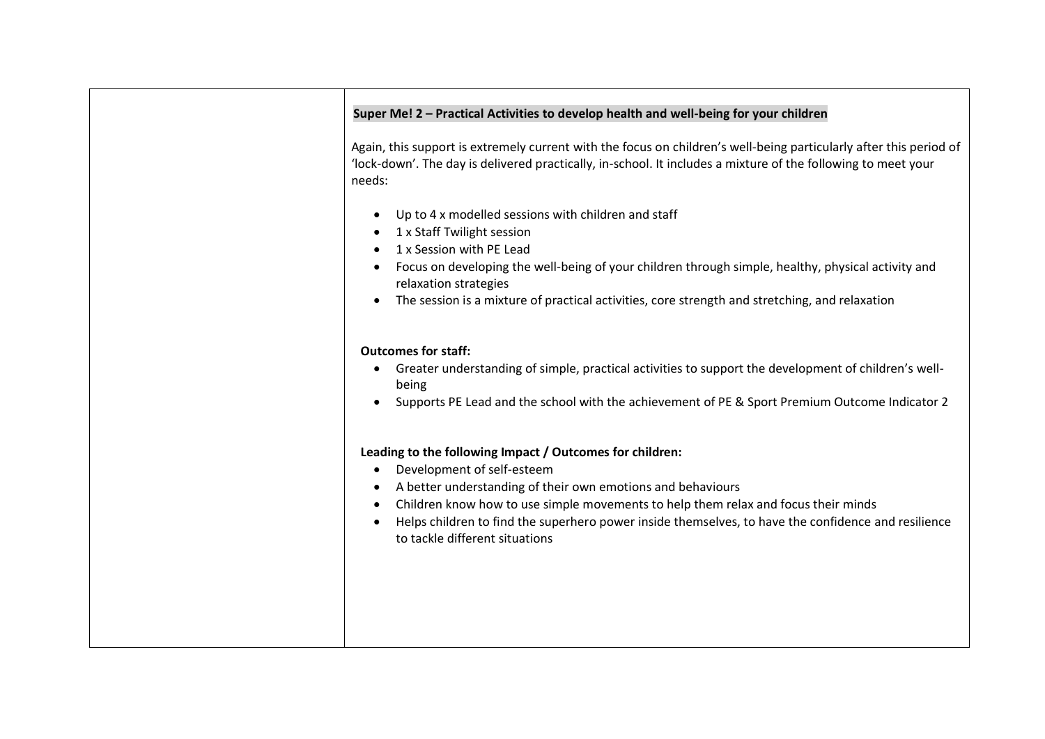| | **Super Me! 2 – Practical Activities to develop health and well-being for your children**<br><br>Again, this support is extremely current with the focus on children's well-being particularly after this period of 'lock-down'. The day is delivered practically, in-school. It includes a mixture of the following to meet your needs:<br><br>• Up to 4 x modelled sessions with children and staff<br>• 1 x Staff Twilight session<br>• 1 x Session with PE Lead<br>• Focus on developing the well-being of your children through simple, healthy, physical activity and relaxation strategies<br>• The session is a mixture of practical activities, core strength and stretching, and relaxation<br><br>**Outcomes for staff:**<br>• Greater understanding of simple, practical activities to support the development of children's well-being<br>• Supports PE Lead and the school with the achievement of PE & Sport Premium Outcome Indicator 2<br><br>**Leading to the following Impact / Outcomes for children:**<br>• Development of self-esteem<br>• A better understanding of their own emotions and behaviours<br>• Children know how to use simple movements to help them relax and focus their minds<br>• Helps children to find the superhero power inside themselves, to have the confidence and resilience to tackle different situations |
|---|---|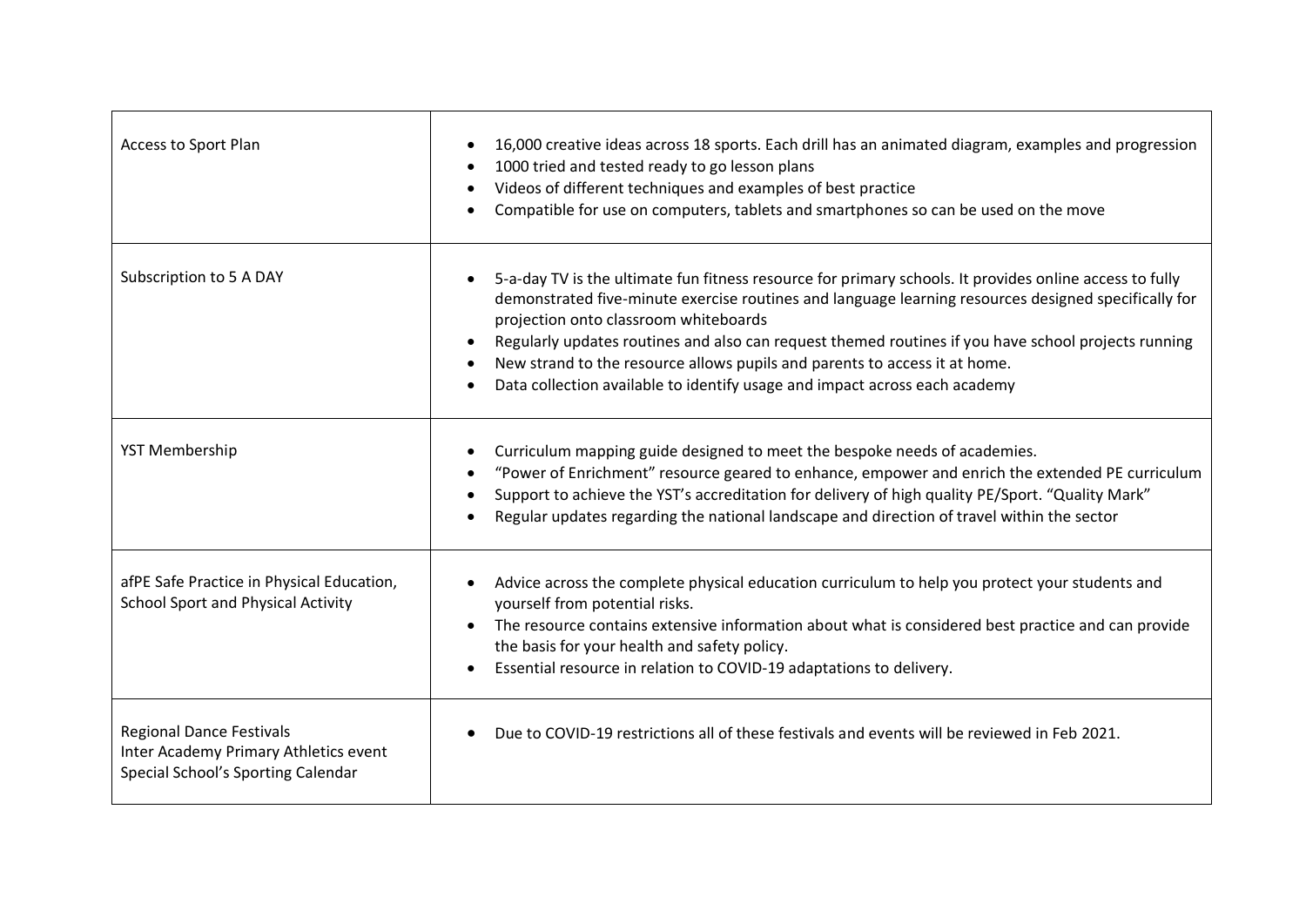| | |
|---|---|
| Access to Sport Plan | • 16,000 creative ideas across 18 sports. Each drill has an animated diagram, examples and progression<br>• 1000 tried and tested ready to go lesson plans<br>• Videos of different techniques and examples of best practice<br>• Compatible for use on computers, tablets and smartphones so can be used on the move |
| Subscription to 5 A DAY | • 5-a-day TV is the ultimate fun fitness resource for primary schools. It provides online access to fully demonstrated five-minute exercise routines and language learning resources designed specifically for projection onto classroom whiteboards<br>• Regularly updates routines and also can request themed routines if you have school projects running<br>• New strand to the resource allows pupils and parents to access it at home.<br>• Data collection available to identify usage and impact across each academy |
| YST Membership | • Curriculum mapping guide designed to meet the bespoke needs of academies.<br>• "Power of Enrichment" resource geared to enhance, empower and enrich the extended PE curriculum<br>• Support to achieve the YST's accreditation for delivery of high quality PE/Sport. "Quality Mark"<br>• Regular updates regarding the national landscape and direction of travel within the sector |
| afPE Safe Practice in Physical Education, School Sport and Physical Activity | • Advice across the complete physical education curriculum to help you protect your students and yourself from potential risks.<br>• The resource contains extensive information about what is considered best practice and can provide the basis for your health and safety policy.<br>• Essential resource in relation to COVID-19 adaptations to delivery. |
| Regional Dance Festivals<br>Inter Academy Primary Athletics event<br>Special School's Sporting Calendar | • Due to COVID-19 restrictions all of these festivals and events will be reviewed in Feb 2021. |